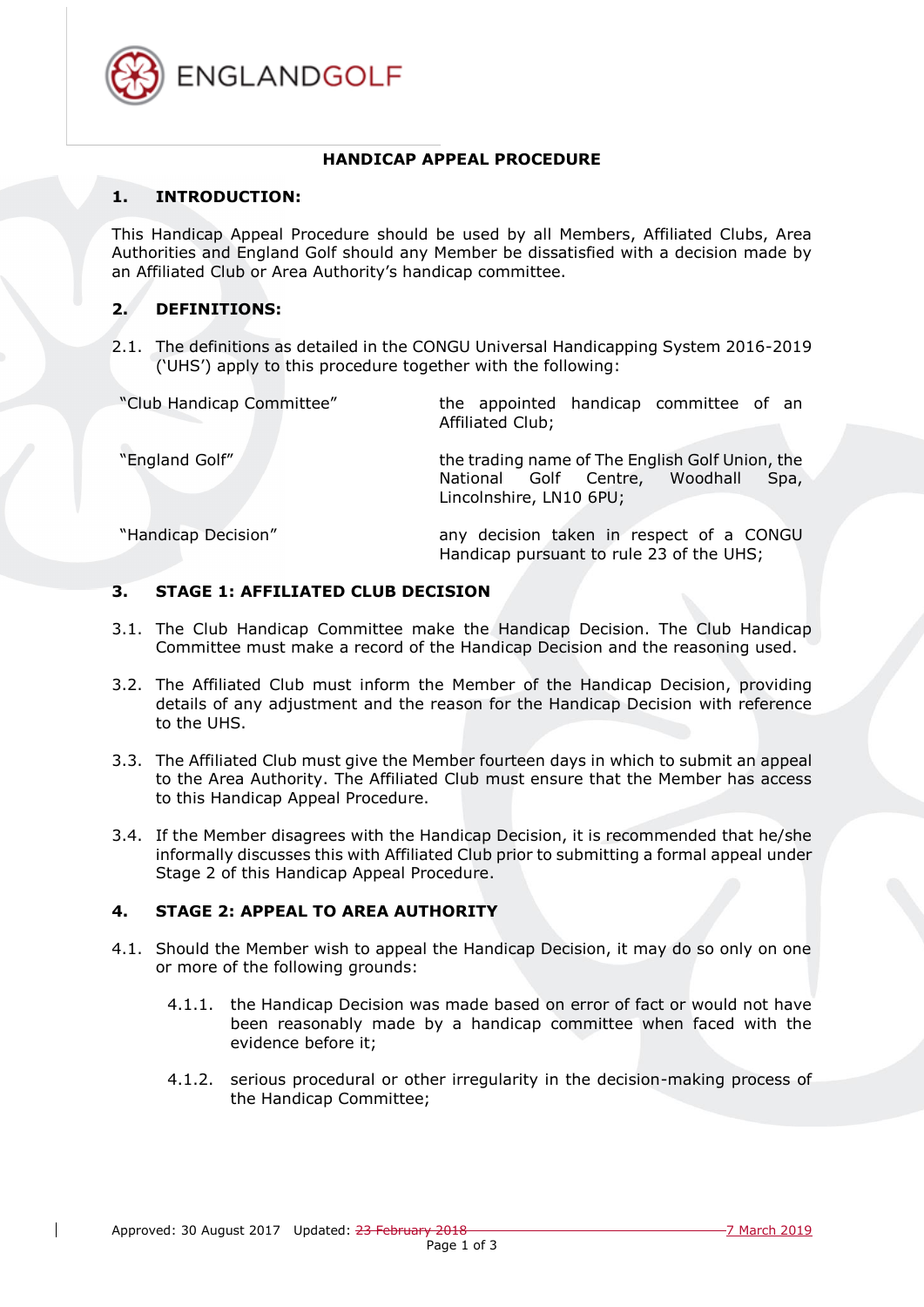# HANDICAP APPEAL PROCEDURE

## 1. INTRODUCTION:

This Handicap Appeal Procedure should be used by all Members, Affiliated Clubs, Area Authorities and England Golf should any Member be dissatisfied with a decision made by an Affiliated Club or Area Authority's handicap committee.

## 2. DEFINITIONS:

2.1. The definitions as detailed in the CONGU Universal Handicapping System 2016-2019 ('UHS') apply to this procedure together with the following:

| | |
|---|---|
| "Club Handicap Committee" | the appointed handicap committee of an Affiliated Club; |
| "England Golf" | the trading name of The English Golf Union, the National Golf Centre, Woodhall Spa, Lincolnshire, LN10 6PU; |
| "Handicap Decision" | any decision taken in respect of a CONGU Handicap pursuant to rule 23 of the UHS; |

## 3. STAGE 1: AFFILIATED CLUB DECISION

3.1. The Club Handicap Committee make the Handicap Decision. The Club Handicap Committee must make a record of the Handicap Decision and the reasoning used.

3.2. The Affiliated Club must inform the Member of the Handicap Decision, providing details of any adjustment and the reason for the Handicap Decision with reference to the UHS.

3.3. The Affiliated Club must give the Member fourteen days in which to submit an appeal to the Area Authority. The Affiliated Club must ensure that the Member has access to this Handicap Appeal Procedure.

3.4. If the Member disagrees with the Handicap Decision, it is recommended that he/she informally discusses this with Affiliated Club prior to submitting a formal appeal under Stage 2 of this Handicap Appeal Procedure.

## 4. STAGE 2: APPEAL TO AREA AUTHORITY

4.1. Should the Member wish to appeal the Handicap Decision, it may do so only on one or more of the following grounds:

4.1.1. the Handicap Decision was made based on error of fact or would not have been reasonably made by a handicap committee when faced with the evidence before it;

4.1.2. serious procedural or other irregularity in the decision-making process of the Handicap Committee;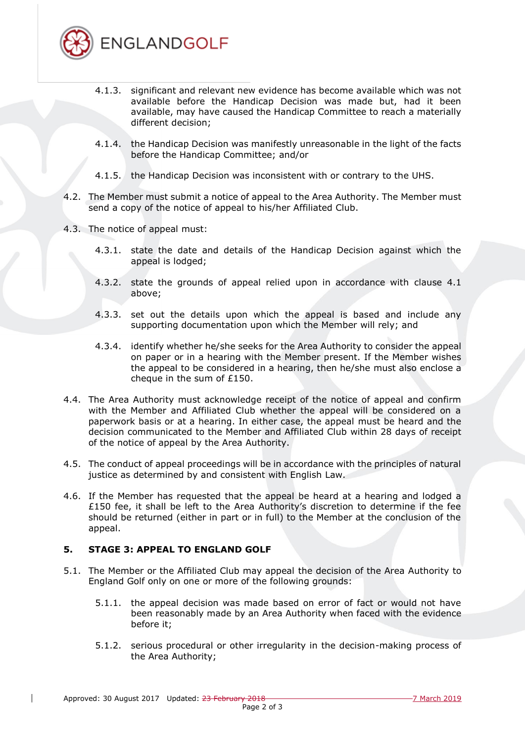4.1.3. significant and relevant new evidence has become available which was not available before the Handicap Decision was made but, had it been available, may have caused the Handicap Committee to reach a materially different decision;

4.1.4. the Handicap Decision was manifestly unreasonable in the light of the facts before the Handicap Committee; and/or

4.1.5. the Handicap Decision was inconsistent with or contrary to the UHS.

4.2. The Member must submit a notice of appeal to the Area Authority. The Member must send a copy of the notice of appeal to his/her Affiliated Club.

4.3. The notice of appeal must:

4.3.1. state the date and details of the Handicap Decision against which the appeal is lodged;

4.3.2. state the grounds of appeal relied upon in accordance with clause 4.1 above;

4.3.3. set out the details upon which the appeal is based and include any supporting documentation upon which the Member will rely; and

4.3.4. identify whether he/she seeks for the Area Authority to consider the appeal on paper or in a hearing with the Member present. If the Member wishes the appeal to be considered in a hearing, then he/she must also enclose a cheque in the sum of £150.

4.4. The Area Authority must acknowledge receipt of the notice of appeal and confirm with the Member and Affiliated Club whether the appeal will be considered on a paperwork basis or at a hearing. In either case, the appeal must be heard and the decision communicated to the Member and Affiliated Club within 28 days of receipt of the notice of appeal by the Area Authority.

4.5. The conduct of appeal proceedings will be in accordance with the principles of natural justice as determined by and consistent with English Law.

4.6. If the Member has requested that the appeal be heard at a hearing and lodged a £150 fee, it shall be left to the Area Authority's discretion to determine if the fee should be returned (either in part or in full) to the Member at the conclusion of the appeal.

## 5. STAGE 3: APPEAL TO ENGLAND GOLF

5.1. The Member or the Affiliated Club may appeal the decision of the Area Authority to England Golf only on one or more of the following grounds:

5.1.1. the appeal decision was made based on error of fact or would not have been reasonably made by an Area Authority when faced with the evidence before it;

5.1.2. serious procedural or other irregularity in the decision-making process of the Area Authority;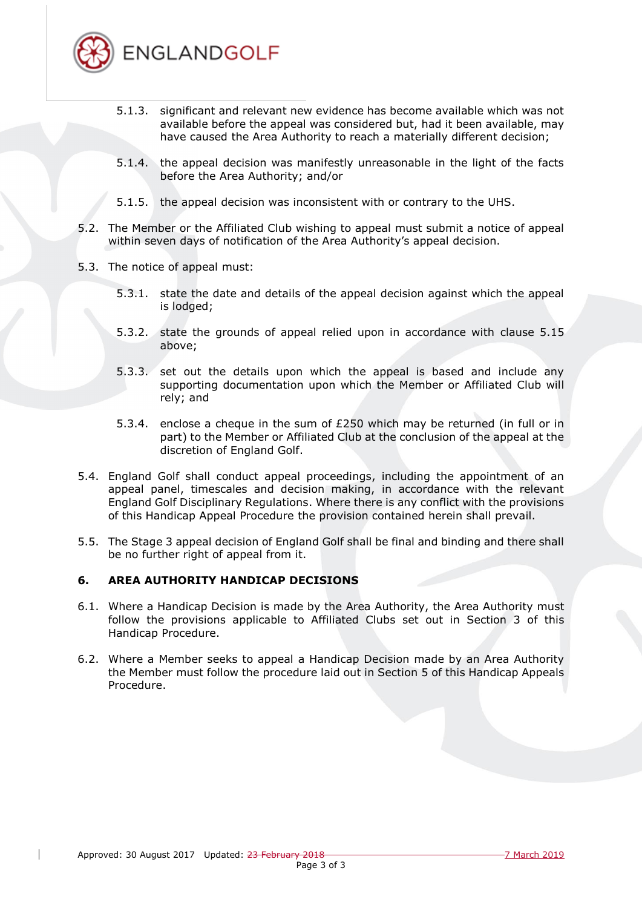5.1.3. significant and relevant new evidence has become available which was not available before the appeal was considered but, had it been available, may have caused the Area Authority to reach a materially different decision;

5.1.4. the appeal decision was manifestly unreasonable in the light of the facts before the Area Authority; and/or

5.1.5. the appeal decision was inconsistent with or contrary to the UHS.

5.2. The Member or the Affiliated Club wishing to appeal must submit a notice of appeal within seven days of notification of the Area Authority's appeal decision.

5.3. The notice of appeal must:

5.3.1. state the date and details of the appeal decision against which the appeal is lodged;

5.3.2. state the grounds of appeal relied upon in accordance with clause 5.15 above;

5.3.3. set out the details upon which the appeal is based and include any supporting documentation upon which the Member or Affiliated Club will rely; and

5.3.4. enclose a cheque in the sum of £250 which may be returned (in full or in part) to the Member or Affiliated Club at the conclusion of the appeal at the discretion of England Golf.

5.4. England Golf shall conduct appeal proceedings, including the appointment of an appeal panel, timescales and decision making, in accordance with the relevant England Golf Disciplinary Regulations. Where there is any conflict with the provisions of this Handicap Appeal Procedure the provision contained herein shall prevail.

5.5. The Stage 3 appeal decision of England Golf shall be final and binding and there shall be no further right of appeal from it.

## 6. AREA AUTHORITY HANDICAP DECISIONS

6.1. Where a Handicap Decision is made by the Area Authority, the Area Authority must follow the provisions applicable to Affiliated Clubs set out in Section 3 of this Handicap Procedure.

6.2. Where a Member seeks to appeal a Handicap Decision made by an Area Authority the Member must follow the procedure laid out in Section 5 of this Handicap Appeals Procedure.

Approved: 30 August 2017 Updated: ~~23 February 2018~~ 7 March 2019